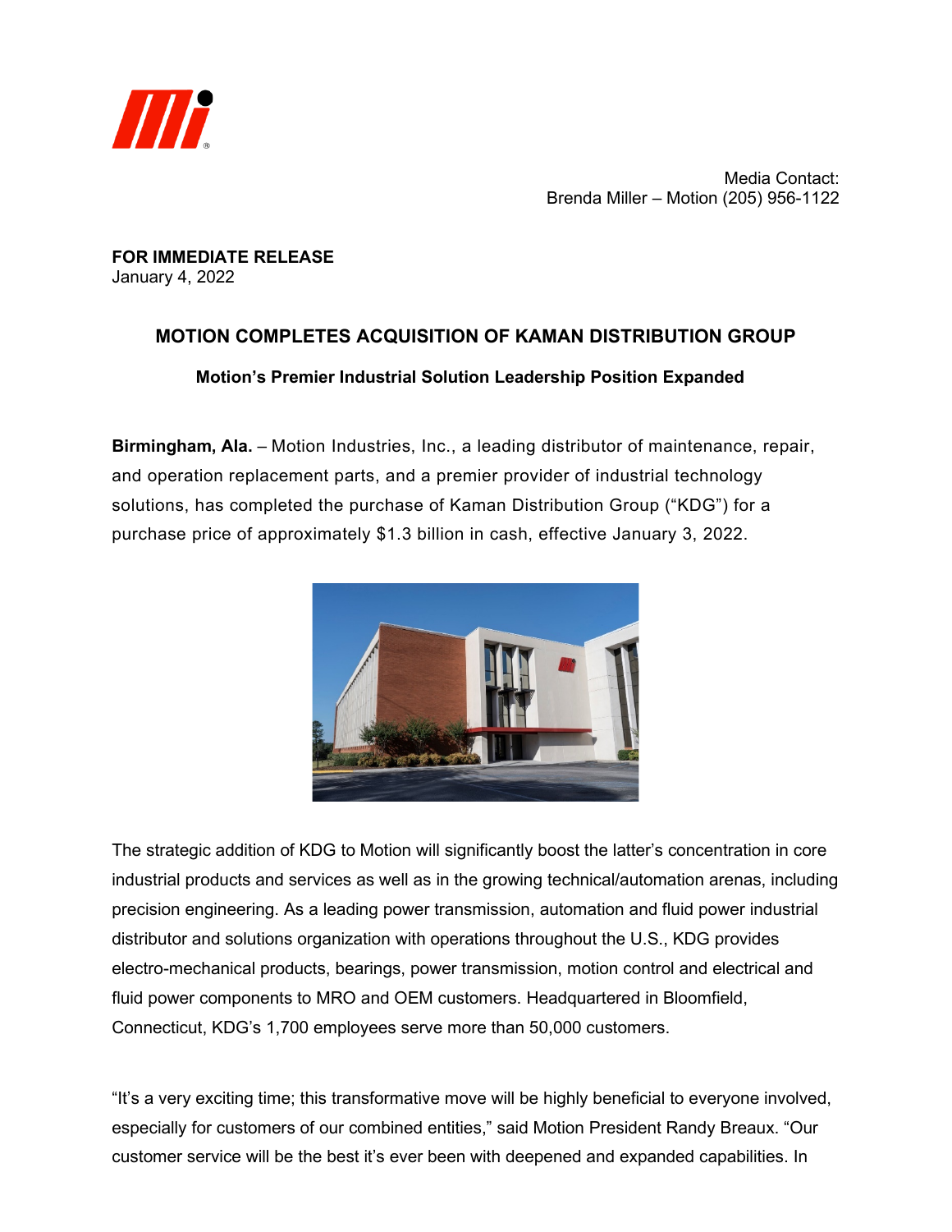Media Contact:
Brenda Miller – Motion (205) 956-1122

**FOR IMMEDIATE RELEASE**
January 4, 2022

# MOTION COMPLETES ACQUISITION OF KAMAN DISTRIBUTION GROUP

## Motion's Premier Industrial Solution Leadership Position Expanded

**Birmingham, Ala.** – Motion Industries, Inc., a leading distributor of maintenance, repair, and operation replacement parts, and a premier provider of industrial technology solutions, has completed the purchase of Kaman Distribution Group ("KDG") for a purchase price of approximately $1.3 billion in cash, effective January 3, 2022.

The strategic addition of KDG to Motion will significantly boost the latter's concentration in core industrial products and services as well as in the growing technical/automation arenas, including precision engineering. As a leading power transmission, automation and fluid power industrial distributor and solutions organization with operations throughout the U.S., KDG provides electro-mechanical products, bearings, power transmission, motion control and electrical and fluid power components to MRO and OEM customers. Headquartered in Bloomfield, Connecticut, KDG's 1,700 employees serve more than 50,000 customers.

"It's a very exciting time; this transformative move will be highly beneficial to everyone involved, especially for customers of our combined entities," said Motion President Randy Breaux. "Our customer service will be the best it's ever been with deepened and expanded capabilities. In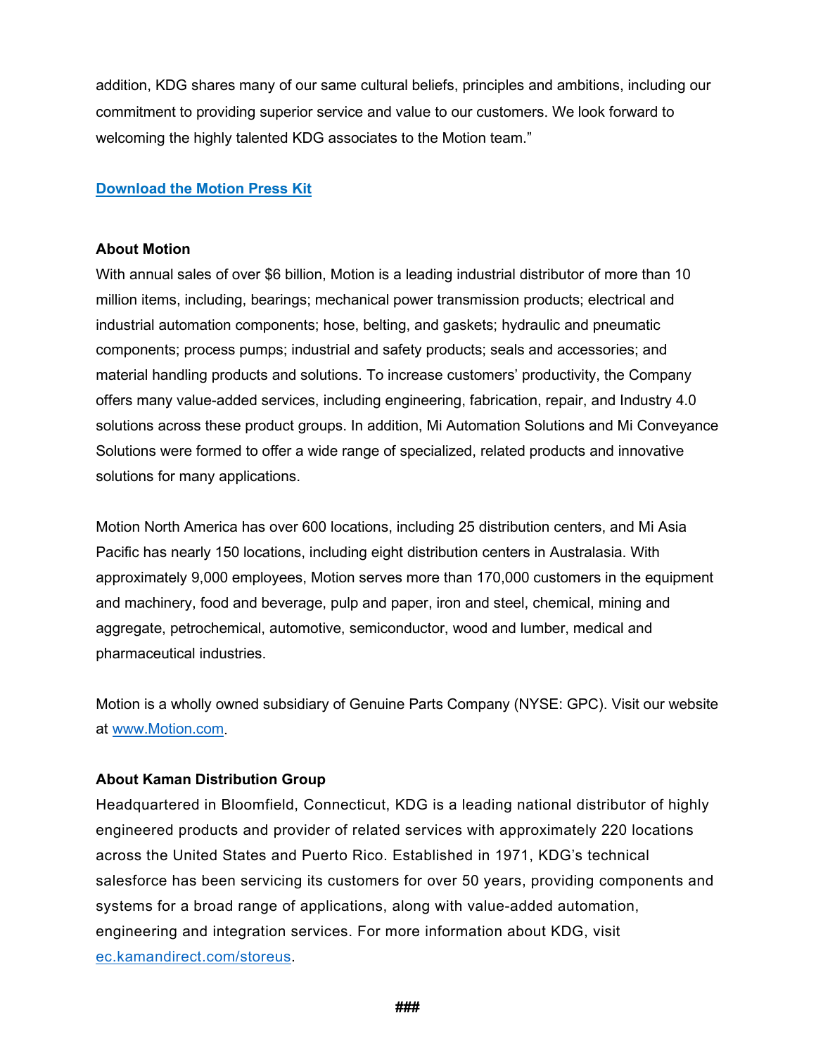addition, KDG shares many of our same cultural beliefs, principles and ambitions, including our commitment to providing superior service and value to our customers. We look forward to welcoming the highly talented KDG associates to the Motion team."

**[Download the Motion Press Kit]**

**About Motion**

With annual sales of over $6 billion, Motion is a leading industrial distributor of more than 10 million items, including, bearings; mechanical power transmission products; electrical and industrial automation components; hose, belting, and gaskets; hydraulic and pneumatic components; process pumps; industrial and safety products; seals and accessories; and material handling products and solutions. To increase customers' productivity, the Company offers many value-added services, including engineering, fabrication, repair, and Industry 4.0 solutions across these product groups. In addition, Mi Automation Solutions and Mi Conveyance Solutions were formed to offer a wide range of specialized, related products and innovative solutions for many applications.

Motion North America has over 600 locations, including 25 distribution centers, and Mi Asia Pacific has nearly 150 locations, including eight distribution centers in Australasia. With approximately 9,000 employees, Motion serves more than 170,000 customers in the equipment and machinery, food and beverage, pulp and paper, iron and steel, chemical, mining and aggregate, petrochemical, automotive, semiconductor, wood and lumber, medical and pharmaceutical industries.

Motion is a wholly owned subsidiary of Genuine Parts Company (NYSE: GPC). Visit our website at www.Motion.com.

**About Kaman Distribution Group**

Headquartered in Bloomfield, Connecticut, KDG is a leading national distributor of highly engineered products and provider of related services with approximately 220 locations across the United States and Puerto Rico. Established in 1971, KDG's technical salesforce has been servicing its customers for over 50 years, providing components and systems for a broad range of applications, along with value-added automation, engineering and integration services. For more information about KDG, visit ec.kamandirect.com/storeus.

###